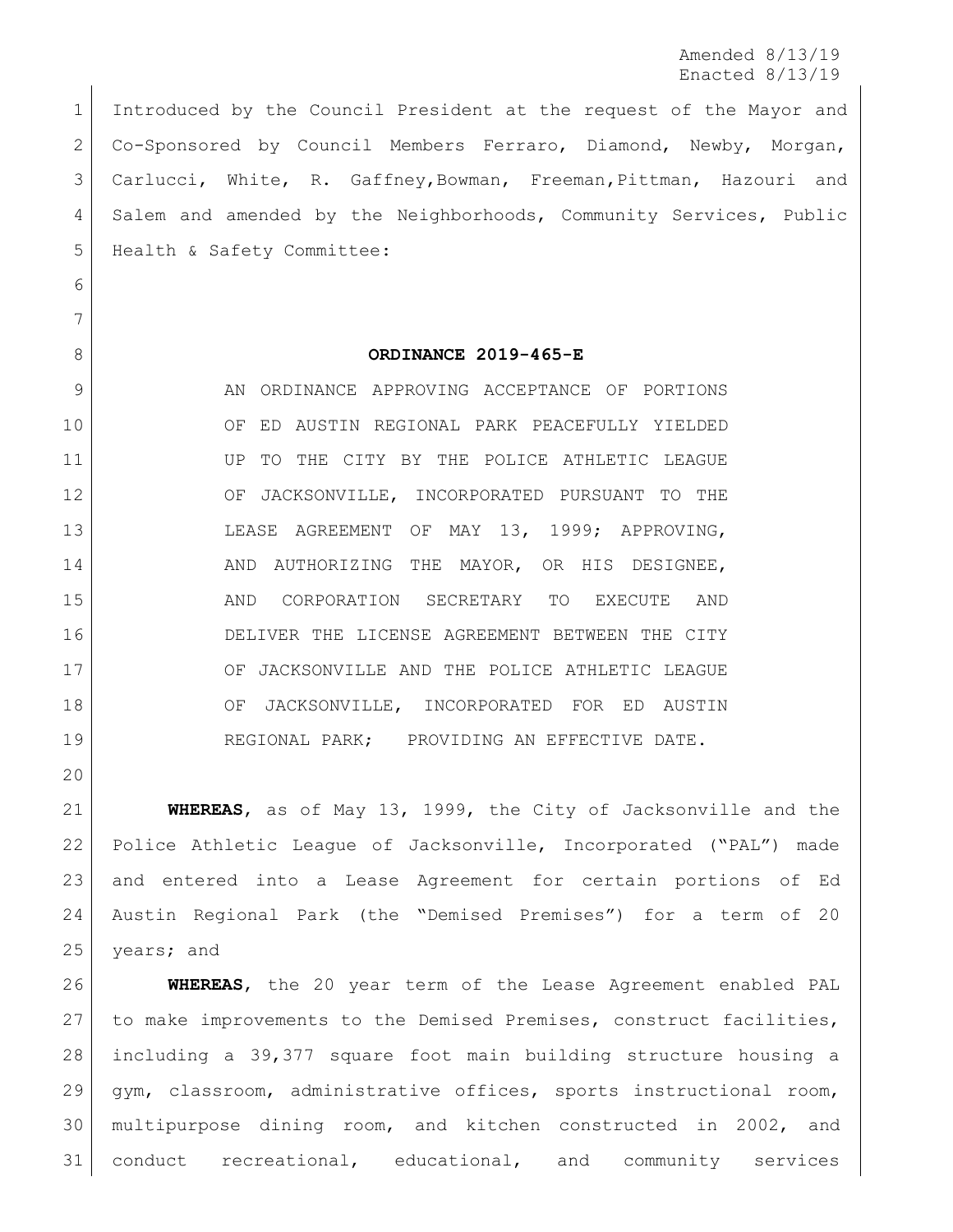Amended 8/13/19
Enacted 8/13/19

Introduced by the Council President at the request of the Mayor and Co-Sponsored by Council Members Ferraro, Diamond, Newby, Morgan, Carlucci, White, R. Gaffney,Bowman, Freeman,Pittman, Hazouri and Salem and amended by the Neighborhoods, Community Services, Public Health & Safety Committee:

**ORDINANCE 2019-465-E**

AN ORDINANCE APPROVING ACCEPTANCE OF PORTIONS OF ED AUSTIN REGIONAL PARK PEACEFULLY YIELDED UP TO THE CITY BY THE POLICE ATHLETIC LEAGUE OF JACKSONVILLE, INCORPORATED PURSUANT TO THE LEASE AGREEMENT OF MAY 13, 1999; APPROVING, AND AUTHORIZING THE MAYOR, OR HIS DESIGNEE, AND CORPORATION SECRETARY TO EXECUTE AND DELIVER THE LICENSE AGREEMENT BETWEEN THE CITY OF JACKSONVILLE AND THE POLICE ATHLETIC LEAGUE OF JACKSONVILLE, INCORPORATED FOR ED AUSTIN REGIONAL PARK; PROVIDING AN EFFECTIVE DATE.

**WHEREAS**, as of May 13, 1999, the City of Jacksonville and the Police Athletic League of Jacksonville, Incorporated ("PAL") made and entered into a Lease Agreement for certain portions of Ed Austin Regional Park (the "Demised Premises") for a term of 20 years; and

**WHEREAS**, the 20 year term of the Lease Agreement enabled PAL to make improvements to the Demised Premises, construct facilities, including a 39,377 square foot main building structure housing a gym, classroom, administrative offices, sports instructional room, multipurpose dining room, and kitchen constructed in 2002, and conduct recreational, educational, and community services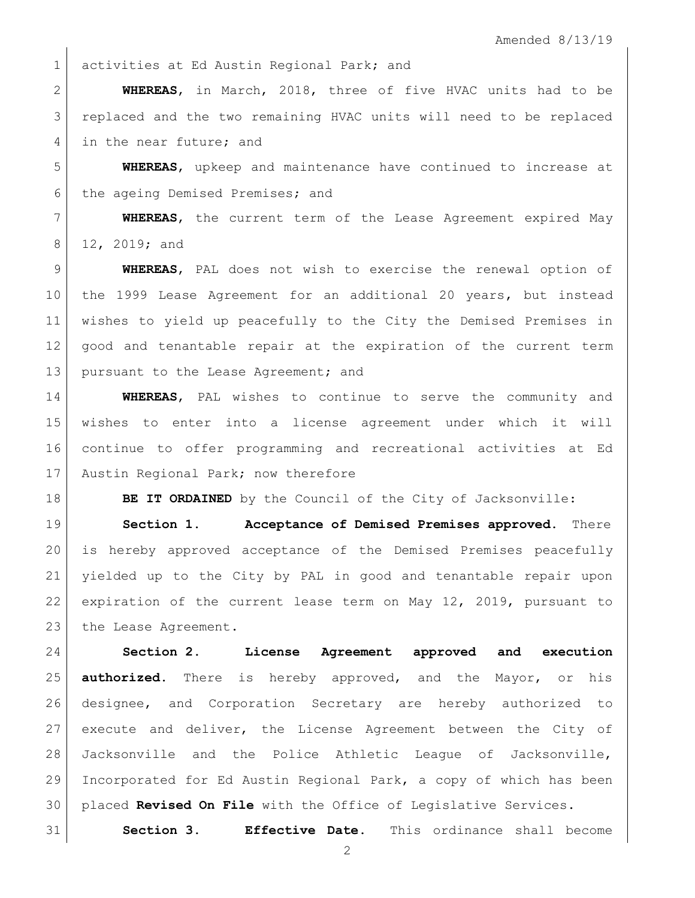activities at Ed Austin Regional Park; and

**WHEREAS**, in March, 2018, three of five HVAC units had to be replaced and the two remaining HVAC units will need to be replaced in the near future; and

**WHEREAS**, upkeep and maintenance have continued to increase at the ageing Demised Premises; and

**WHEREAS**, the current term of the Lease Agreement expired May 12, 2019; and

**WHEREAS**, PAL does not wish to exercise the renewal option of the 1999 Lease Agreement for an additional 20 years, but instead wishes to yield up peacefully to the City the Demised Premises in good and tenantable repair at the expiration of the current term pursuant to the Lease Agreement; and

**WHEREAS**, PAL wishes to continue to serve the community and wishes to enter into a license agreement under which it will continue to offer programming and recreational activities at Ed Austin Regional Park; now therefore

**BE IT ORDAINED** by the Council of the City of Jacksonville:

**Section 1. Acceptance of Demised Premises approved.** There is hereby approved acceptance of the Demised Premises peacefully yielded up to the City by PAL in good and tenantable repair upon expiration of the current lease term on May 12, 2019, pursuant to the Lease Agreement.

**Section 2. License Agreement approved and execution authorized.** There is hereby approved, and the Mayor, or his designee, and Corporation Secretary are hereby authorized to execute and deliver, the License Agreement between the City of Jacksonville and the Police Athletic League of Jacksonville, Incorporated for Ed Austin Regional Park, a copy of which has been placed **Revised On File** with the Office of Legislative Services.

**Section 3. Effective Date.** This ordinance shall become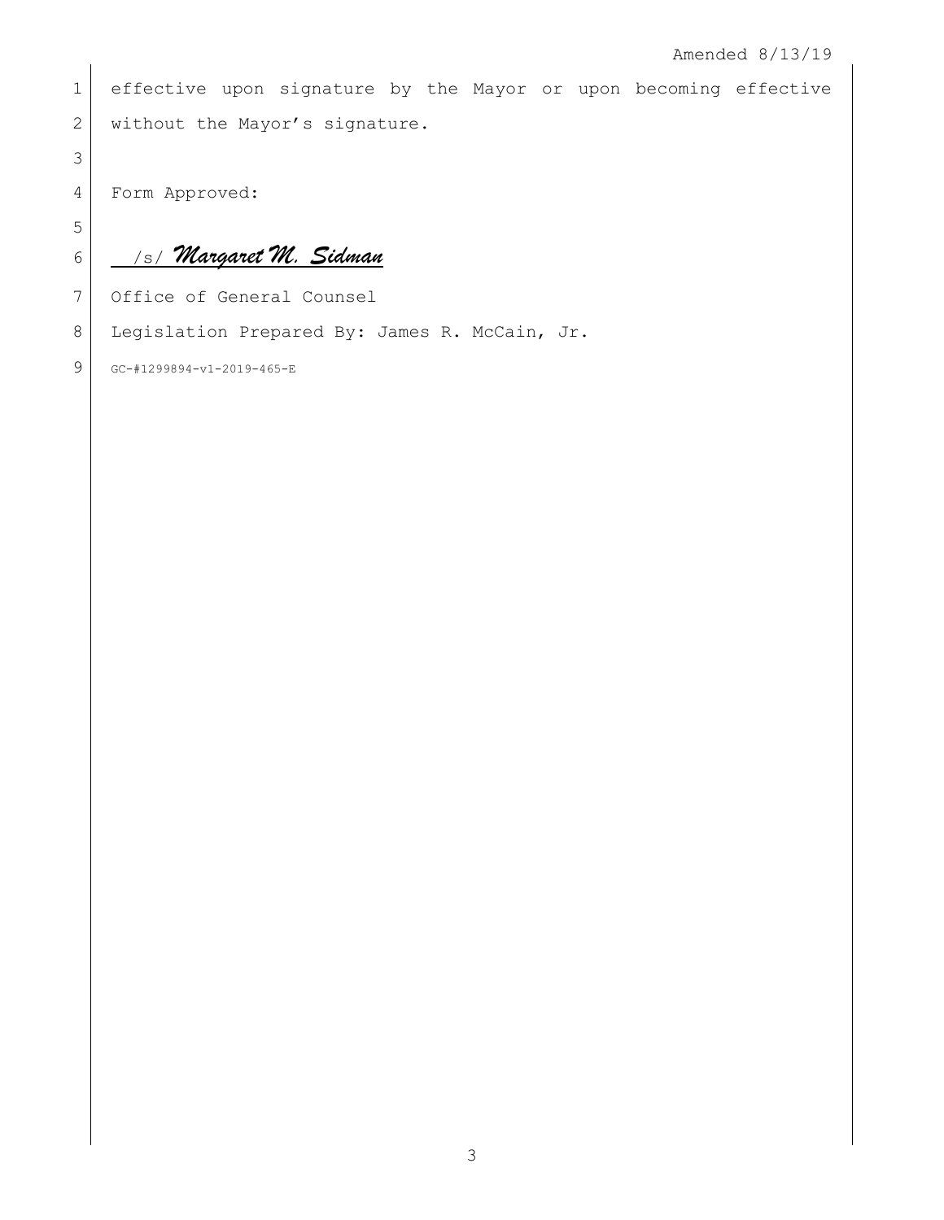effective upon signature by the Mayor or upon becoming effective without the Mayor's signature.

Form Approved:

/s/ *Margaret M. Sidman*

Office of General Counsel

Legislation Prepared By: James R. McCain, Jr.

GC-#1299894-v1-2019-465-E